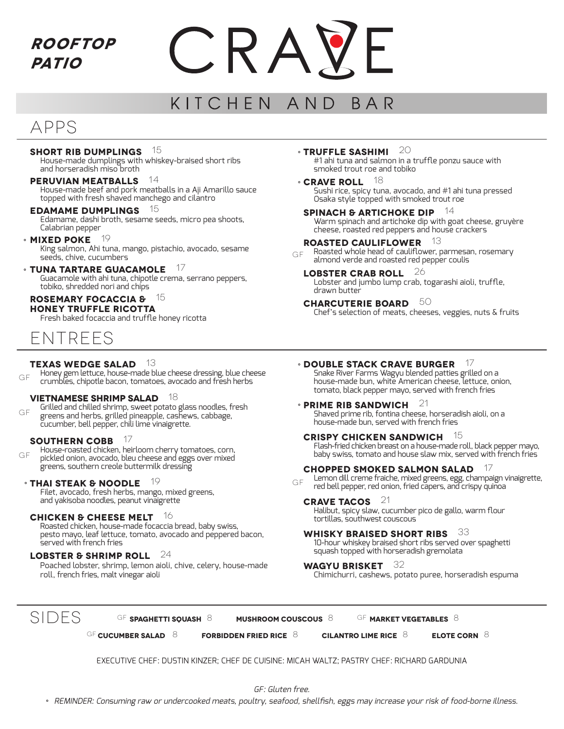**ROOFTOP PATIO**

# CRAVE

KITCHEN AND BAR

## APPS

**SHORT RIB DUMPLINGS** 15
House-made dumplings with whiskey-braised short ribs and horseradish miso broth

**PERUVIAN MEATBALLS** 14
House-made beef and pork meatballs in a Aji Amarillo sauce topped with fresh shaved manchego and cilantro

**EDAMAME DUMPLINGS** 15
Edamame, dashi broth, sesame seeds, micro pea shoots, Calabrian pepper

◦ **MIXED POKE** 19
King salmon, Ahi tuna, mango, pistachio, avocado, sesame seeds, chive, cucumbers

◦ **TUNA TARTARE GUACAMOLE** 17
Guacamole with ahi tuna, chipotle crema, serrano peppers, tobiko, shredded nori and chips

**ROSEMARY FOCACCIA & HONEY TRUFFLE RICOTTA** 15
Fresh baked focaccia and truffle honey ricotta

◦ **TRUFFLE SASHIMI** 20
#1 ahi tuna and salmon in a truffle ponzu sauce with smoked trout roe and tobiko

◦ **CRAVE ROLL** 18
Sushi rice, spicy tuna, avocado, and #1 ahi tuna pressed Osaka style topped with smoked trout roe

**SPINACH & ARTICHOKE DIP** 14
Warm spinach and artichoke dip with goat cheese, gruyère cheese, roasted red peppers and house crackers

**ROASTED CAULIFLOWER** 13
GF Roasted whole head of cauliflower, parmesan, rosemary almond verde and roasted red pepper coulis

**LOBSTER CRAB ROLL** 26
Lobster and jumbo lump crab, togarashi aioli, truffle, drawn butter

**CHARCUTERIE BOARD** 50
Chef's selection of meats, cheeses, veggies, nuts & fruits

## ENTREES

**TEXAS WEDGE SALAD** 13
GF Honey gem lettuce, house-made blue cheese dressing, blue cheese crumbles, chipotle bacon, tomatoes, avocado and fresh herbs

**VIETNAMESE SHRIMP SALAD** 18
GF Grilled and chilled shrimp, sweet potato glass noodles, fresh greens and herbs, grilled pineapple, cashews, cabbage, cucumber, bell pepper, chili lime vinaigrette.

**SOUTHERN COBB** 17
GF House-roasted chicken, heirloom cherry tomatoes, corn, pickled onion, avocado, bleu cheese and eggs over mixed greens, southern creole buttermilk dressing

◦ **THAI STEAK & NOODLE** 19
Filet, avocado, fresh herbs, mango, mixed greens, and yakisoba noodles, peanut vinaigrette

**CHICKEN & CHEESE MELT** 16
Roasted chicken, house-made focaccia bread, baby swiss, pesto mayo, leaf lettuce, tomato, avocado and peppered bacon, served with french fries

**LOBSTER & SHRIMP ROLL** 24
Poached lobster, shrimp, lemon aioli, chive, celery, house-made roll, french fries, malt vinegar aioli

◦ **DOUBLE STACK CRAVE BURGER** 17
Snake River Farms Wagyu blended patties grilled on a house-made bun, white American cheese, lettuce, onion, tomato, black pepper mayo, served with french fries

◦ **PRIME RIB SANDWICH** 21
Shaved prime rib, fontina cheese, horseradish aioli, on a house-made bun, served with french fries

**CRISPY CHICKEN SANDWICH** 15
Flash-fried chicken breast on a house-made roll, black pepper mayo, baby swiss, tomato and house slaw mix, served with french fries

**CHOPPED SMOKED SALMON SALAD** 17
GF Lemon dill creme fraiche, mixed greens, egg, champaign vinaigrette, red bell pepper, red onion, fried capers, and crispy quinoa

**CRAVE TACOS** 21
Halibut, spicy slaw, cucumber pico de gallo, warm flour tortillas, southwest couscous

**WHISKY BRAISED SHORT RIBS** 33
10-hour whiskey braised short ribs served over spaghetti squash topped with horseradish gremolata

**WAGYU BRISKET** 32
Chimichurri, cashews, potato puree, horseradish espuma

## SIDES

GF **SPAGHETTI SQUASH** 8 | **MUSHROOM COUSCOUS** 8 | GF **MARKET VEGETABLES** 8

GF **CUCUMBER SALAD** 8 | **FORBIDDEN FRIED RICE** 8 | **CILANTRO LIME RICE** 8 | **ELOTE CORN** 8

EXECUTIVE CHEF: DUSTIN KINZER; CHEF DE CUISINE: MICAH WALTZ; PASTRY CHEF: RICHARD GARDUNIA

*GF: Gluten free.*

◦ *REMINDER: Consuming raw or undercooked meats, poultry, seafood, shellfish, eggs may increase your risk of food-borne illness.*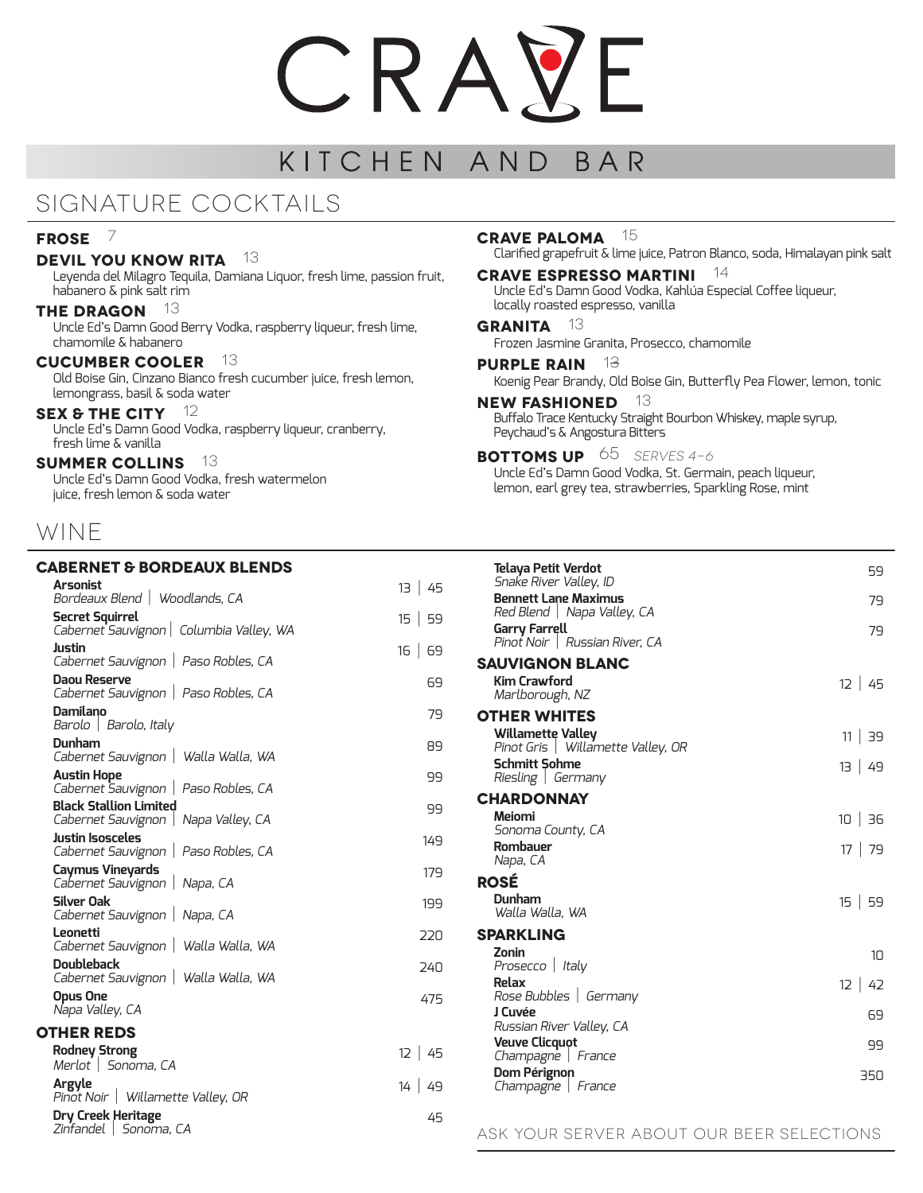# CRAVE

## KITCHEN AND BAR

## SIGNATURE COCKTAILS

**FROSE** 7

**DEVIL YOU KNOW RITA** 13
Leyenda del Milagro Tequila, Damiana Liquor, fresh lime, passion fruit, habanero & pink salt rim

**THE DRAGON** 13
Uncle Ed's Damn Good Berry Vodka, raspberry liqueur, fresh lime, chamomile & habanero

**CUCUMBER COOLER** 13
Old Boise Gin, Cinzano Bianco fresh cucumber juice, fresh lemon, lemongrass, basil & soda water

**SEX & THE CITY** 12
Uncle Ed's Damn Good Vodka, raspberry liqueur, cranberry, fresh lime & vanilla

**SUMMER COLLINS** 13
Uncle Ed's Damn Good Vodka, fresh watermelon juice, fresh lemon & soda water

**CRAVE PALOMA** 15
Clarified grapefruit & lime juice, Patron Blanco, soda, Himalayan pink salt

**CRAVE ESPRESSO MARTINI** 14
Uncle Ed's Damn Good Vodka, Kahlúa Especial Coffee liqueur, locally roasted espresso, vanilla

**GRANITA** 13
Frozen Jasmine Granita, Prosecco, chamomile

**PURPLE RAIN** 13
Koenig Pear Brandy, Old Boise Gin, Butterfly Pea Flower, lemon, tonic

**NEW FASHIONED** 13
Buffalo Trace Kentucky Straight Bourbon Whiskey, maple syrup, Peychaud's & Angostura Bitters

**BOTTOMS UP** 65 *SERVES 4-6*
Uncle Ed's Damn Good Vodka, St. Germain, peach liqueur, lemon, earl grey tea, strawberries, Sparkling Rose, mint

## WINE

### CABERNET & BORDEAUX BLENDS

| | |
|---|---|
| **Arsonist**<br>*Bordeaux Blend \| Woodlands, CA* | 13 \| 45 |
| **Secret Squirrel**<br>*Cabernet Sauvignon \| Columbia Valley, WA* | 15 \| 59 |
| **Justin**<br>*Cabernet Sauvignon \| Paso Robles, CA* | 16 \| 69 |
| **Daou Reserve**<br>*Cabernet Sauvignon \| Paso Robles, CA* | 69 |
| **Damilano**<br>*Barolo \| Barolo, Italy* | 79 |
| **Dunham**<br>*Cabernet Sauvignon \| Walla Walla, WA* | 89 |
| **Austin Hope**<br>*Cabernet Sauvignon \| Paso Robles, CA* | 99 |
| **Black Stallion Limited**<br>*Cabernet Sauvignon \| Napa Valley, CA* | 99 |
| **Justin Isosceles**<br>*Cabernet Sauvignon \| Paso Robles, CA* | 149 |
| **Caymus Vineyards**<br>*Cabernet Sauvignon \| Napa, CA* | 179 |
| **Silver Oak**<br>*Cabernet Sauvignon \| Napa, CA* | 199 |
| **Leonetti**<br>*Cabernet Sauvignon \| Walla Walla, WA* | 220 |
| **Doubleback**<br>*Cabernet Sauvignon \| Walla Walla, WA* | 240 |
| **Opus One**<br>*Napa Valley, CA* | 475 |

### OTHER REDS

| | |
|---|---|
| **Rodney Strong**<br>*Merlot \| Sonoma, CA* | 12 \| 45 |
| **Argyle**<br>*Pinot Noir \| Willamette Valley, OR* | 14 \| 49 |
| **Dry Creek Heritage**<br>*Zinfandel \| Sonoma, CA* | 45 |
| **Telaya Petit Verdot**<br>*Snake River Valley, ID* | 59 |
| **Bennett Lane Maximus**<br>*Red Blend \| Napa Valley, CA* | 79 |
| **Garry Farrell**<br>*Pinot Noir \| Russian River, CA* | 79 |

### SAUVIGNON BLANC

| | |
|---|---|
| **Kim Crawford**<br>*Marlborough, NZ* | 12 \| 45 |

### OTHER WHITES

| | |
|---|---|
| **Willamette Valley**<br>*Pinot Gris \| Willamette Valley, OR* | 11 \| 39 |
| **Schmitt Sohme**<br>*Riesling \| Germany* | 13 \| 49 |

### CHARDONNAY

| | |
|---|---|
| **Meiomi**<br>*Sonoma County, CA* | 10 \| 36 |
| **Rombauer**<br>*Napa, CA* | 17 \| 79 |

### ROSÉ

| | |
|---|---|
| **Dunham**<br>*Walla Walla, WA* | 15 \| 59 |

### SPARKLING

| | |
|---|---|
| **Zonin**<br>*Prosecco \| Italy* | 10 |
| **Relax**<br>*Rose Bubbles \| Germany* | 12 \| 42 |
| **J Cuvée**<br>*Russian River Valley, CA* | 69 |
| **Veuve Clicquot**<br>*Champagne \| France* | 99 |
| **Dom Pérignon**<br>*Champagne \| France* | 350 |

ASK YOUR SERVER ABOUT OUR BEER SELECTIONS